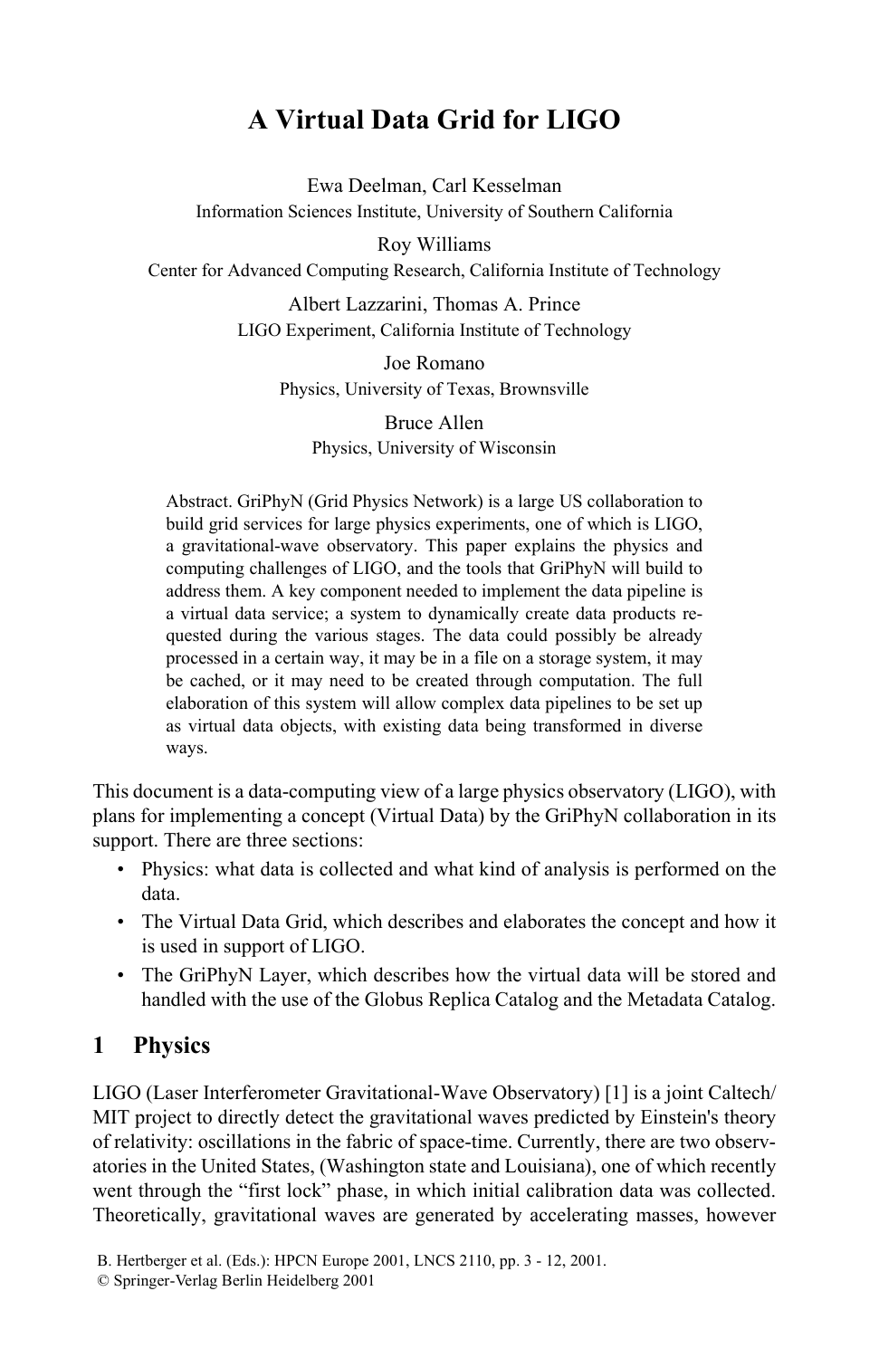# A Virtual Data Grid for LIGO

Ewa Deelman, Carl Kesselman
Information Sciences Institute, University of Southern California

Roy Williams
Center for Advanced Computing Research, California Institute of Technology

Albert Lazzarini, Thomas A. Prince
LIGO Experiment, California Institute of Technology

Joe Romano
Physics, University of Texas, Brownsville

Bruce Allen
Physics, University of Wisconsin

Abstract. GriPhyN (Grid Physics Network) is a large US collaboration to build grid services for large physics experiments, one of which is LIGO, a gravitational-wave observatory. This paper explains the physics and computing challenges of LIGO, and the tools that GriPhyN will build to address them. A key component needed to implement the data pipeline is a virtual data service; a system to dynamically create data products requested during the various stages. The data could possibly be already processed in a certain way, it may be in a file on a storage system, it may be cached, or it may need to be created through computation. The full elaboration of this system will allow complex data pipelines to be set up as virtual data objects, with existing data being transformed in diverse ways.

This document is a data-computing view of a large physics observatory (LIGO), with plans for implementing a concept (Virtual Data) by the GriPhyN collaboration in its support. There are three sections:

- Physics: what data is collected and what kind of analysis is performed on the data.
- The Virtual Data Grid, which describes and elaborates the concept and how it is used in support of LIGO.
- The GriPhyN Layer, which describes how the virtual data will be stored and handled with the use of the Globus Replica Catalog and the Metadata Catalog.

## 1 Physics

LIGO (Laser Interferometer Gravitational-Wave Observatory) [1] is a joint Caltech/MIT project to directly detect the gravitational waves predicted by Einstein's theory of relativity: oscillations in the fabric of space-time. Currently, there are two observatories in the United States, (Washington state and Louisiana), one of which recently went through the "first lock" phase, in which initial calibration data was collected. Theoretically, gravitational waves are generated by accelerating masses, however

B. Hertberger et al. (Eds.): HPCN Europe 2001, LNCS 2110, pp. 3 - 12, 2001.
© Springer-Verlag Berlin Heidelberg 2001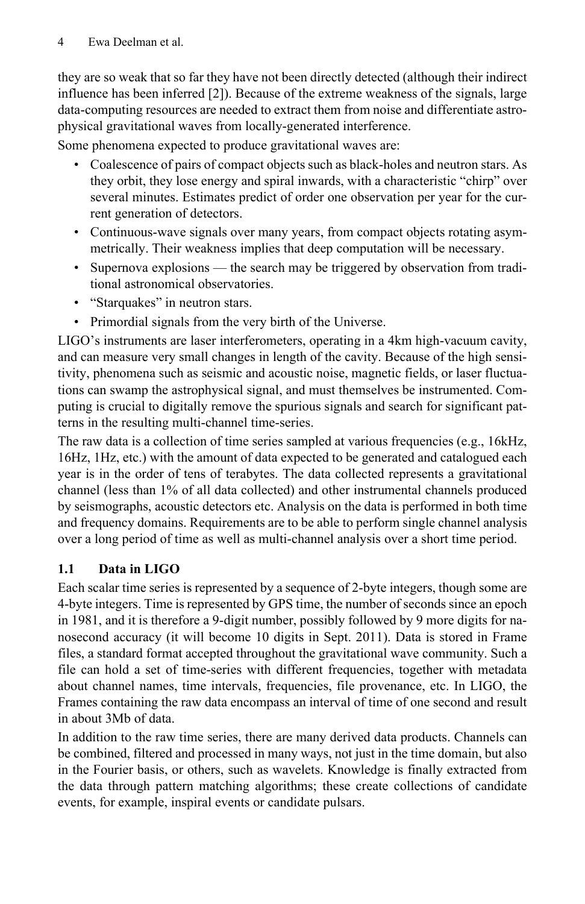they are so weak that so far they have not been directly detected (although their indirect influence has been inferred [2]). Because of the extreme weakness of the signals, large data-computing resources are needed to extract them from noise and differentiate astrophysical gravitational waves from locally-generated interference.

Some phenomena expected to produce gravitational waves are:

- Coalescence of pairs of compact objects such as black-holes and neutron stars. As they orbit, they lose energy and spiral inwards, with a characteristic "chirp" over several minutes. Estimates predict of order one observation per year for the current generation of detectors.
- Continuous-wave signals over many years, from compact objects rotating asymmetrically. Their weakness implies that deep computation will be necessary.
- Supernova explosions — the search may be triggered by observation from traditional astronomical observatories.
- "Starquakes" in neutron stars.
- Primordial signals from the very birth of the Universe.

LIGO's instruments are laser interferometers, operating in a 4km high-vacuum cavity, and can measure very small changes in length of the cavity. Because of the high sensitivity, phenomena such as seismic and acoustic noise, magnetic fields, or laser fluctuations can swamp the astrophysical signal, and must themselves be instrumented. Computing is crucial to digitally remove the spurious signals and search for significant patterns in the resulting multi-channel time-series.

The raw data is a collection of time series sampled at various frequencies (e.g., 16kHz, 16Hz, 1Hz, etc.) with the amount of data expected to be generated and catalogued each year is in the order of tens of terabytes. The data collected represents a gravitational channel (less than 1% of all data collected) and other instrumental channels produced by seismographs, acoustic detectors etc. Analysis on the data is performed in both time and frequency domains. Requirements are to be able to perform single channel analysis over a long period of time as well as multi-channel analysis over a short time period.

### 1.1 Data in LIGO

Each scalar time series is represented by a sequence of 2-byte integers, though some are 4-byte integers. Time is represented by GPS time, the number of seconds since an epoch in 1981, and it is therefore a 9-digit number, possibly followed by 9 more digits for nanosecond accuracy (it will become 10 digits in Sept. 2011). Data is stored in Frame files, a standard format accepted throughout the gravitational wave community. Such a file can hold a set of time-series with different frequencies, together with metadata about channel names, time intervals, frequencies, file provenance, etc. In LIGO, the Frames containing the raw data encompass an interval of time of one second and result in about 3Mb of data.

In addition to the raw time series, there are many derived data products. Channels can be combined, filtered and processed in many ways, not just in the time domain, but also in the Fourier basis, or others, such as wavelets. Knowledge is finally extracted from the data through pattern matching algorithms; these create collections of candidate events, for example, inspiral events or candidate pulsars.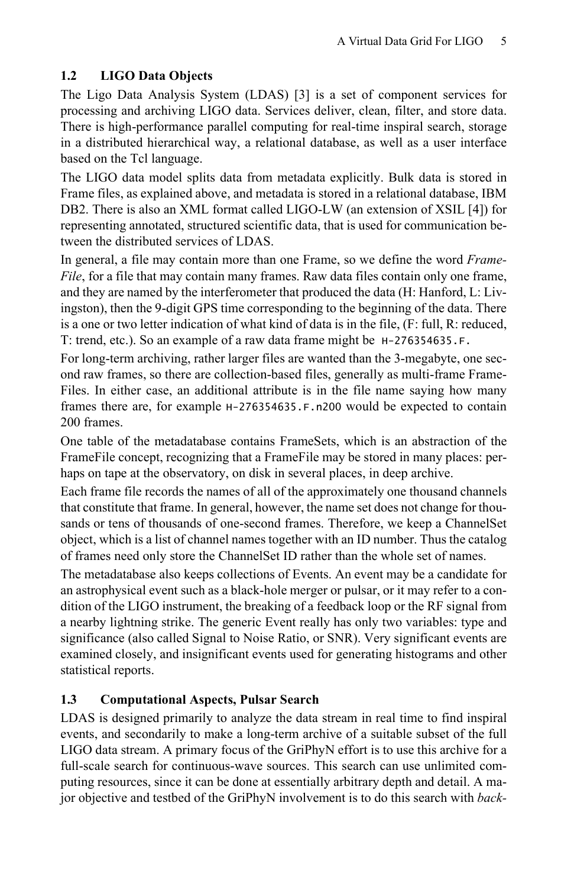## 1.2 LIGO Data Objects

The Ligo Data Analysis System (LDAS) [3] is a set of component services for processing and archiving LIGO data. Services deliver, clean, filter, and store data. There is high-performance parallel computing for real-time inspiral search, storage in a distributed hierarchical way, a relational database, as well as a user interface based on the Tcl language.

The LIGO data model splits data from metadata explicitly. Bulk data is stored in Frame files, as explained above, and metadata is stored in a relational database, IBM DB2. There is also an XML format called LIGO-LW (an extension of XSIL [4]) for representing annotated, structured scientific data, that is used for communication between the distributed services of LDAS.

In general, a file may contain more than one Frame, so we define the word *Frame-File*, for a file that may contain many frames. Raw data files contain only one frame, and they are named by the interferometer that produced the data (H: Hanford, L: Livingston), then the 9-digit GPS time corresponding to the beginning of the data. There is a one or two letter indication of what kind of data is in the file, (F: full, R: reduced, T: trend, etc.). So an example of a raw data frame might be `H-276354635.F.`

For long-term archiving, rather larger files are wanted than the 3-megabyte, one second raw frames, so there are collection-based files, generally as multi-frame Frame-Files. In either case, an additional attribute is in the file name saying how many frames there are, for example `H-276354635.F.n200` would be expected to contain 200 frames.

One table of the metadatabase contains FrameSets, which is an abstraction of the FrameFile concept, recognizing that a FrameFile may be stored in many places: perhaps on tape at the observatory, on disk in several places, in deep archive.

Each frame file records the names of all of the approximately one thousand channels that constitute that frame. In general, however, the name set does not change for thousands or tens of thousands of one-second frames. Therefore, we keep a ChannelSet object, which is a list of channel names together with an ID number. Thus the catalog of frames need only store the ChannelSet ID rather than the whole set of names.

The metadatabase also keeps collections of Events. An event may be a candidate for an astrophysical event such as a black-hole merger or pulsar, or it may refer to a condition of the LIGO instrument, the breaking of a feedback loop or the RF signal from a nearby lightning strike. The generic Event really has only two variables: type and significance (also called Signal to Noise Ratio, or SNR). Very significant events are examined closely, and insignificant events used for generating histograms and other statistical reports.

## 1.3 Computational Aspects, Pulsar Search

LDAS is designed primarily to analyze the data stream in real time to find inspiral events, and secondarily to make a long-term archive of a suitable subset of the full LIGO data stream. A primary focus of the GriPhyN effort is to use this archive for a full-scale search for continuous-wave sources. This search can use unlimited computing resources, since it can be done at essentially arbitrary depth and detail. A major objective and testbed of the GriPhyN involvement is to do this search with *back-*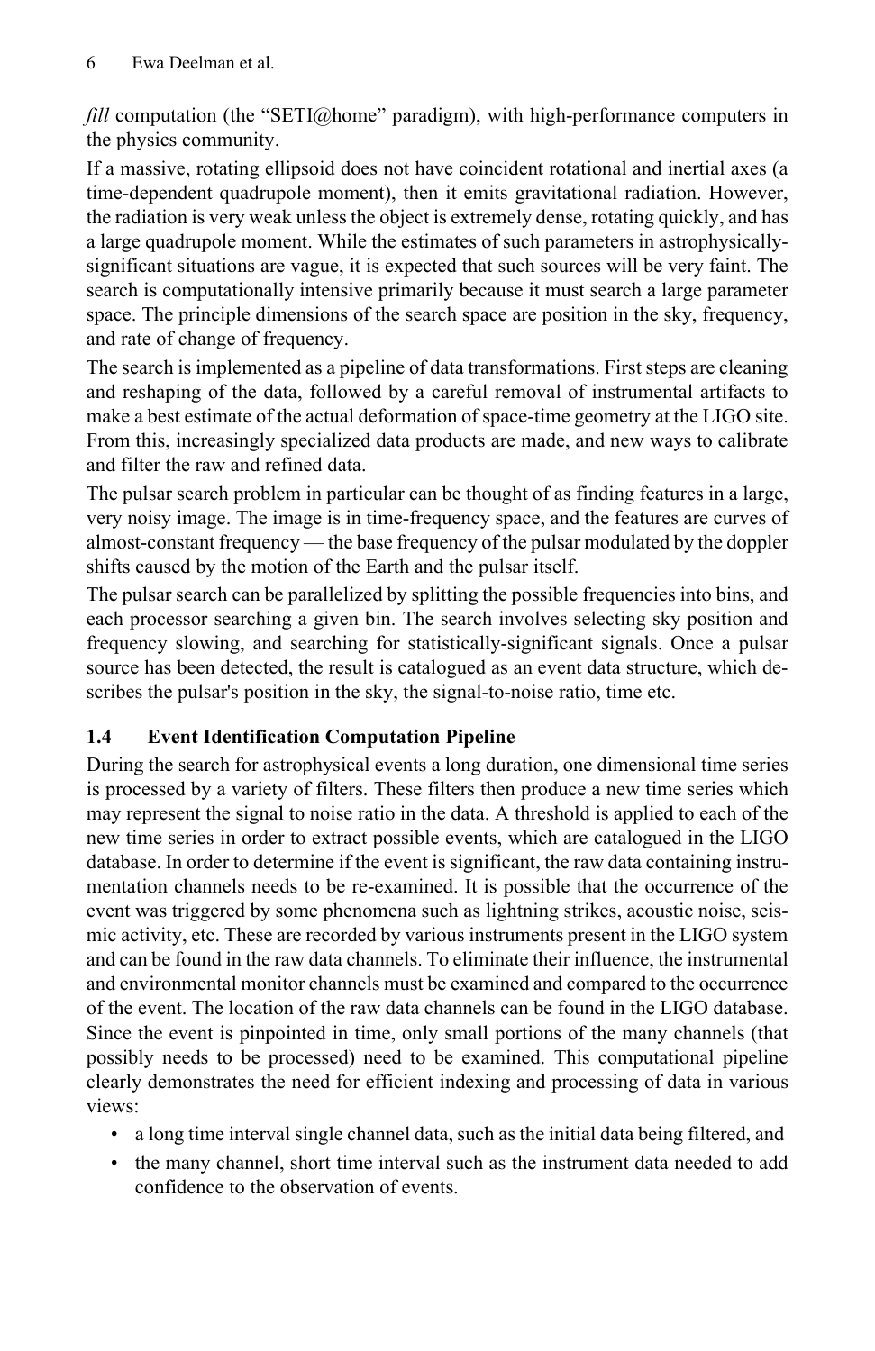*fill* computation (the "SETI@home" paradigm), with high-performance computers in the physics community.

If a massive, rotating ellipsoid does not have coincident rotational and inertial axes (a time-dependent quadrupole moment), then it emits gravitational radiation. However, the radiation is very weak unless the object is extremely dense, rotating quickly, and has a large quadrupole moment. While the estimates of such parameters in astrophysically-significant situations are vague, it is expected that such sources will be very faint. The search is computationally intensive primarily because it must search a large parameter space. The principle dimensions of the search space are position in the sky, frequency, and rate of change of frequency.

The search is implemented as a pipeline of data transformations. First steps are cleaning and reshaping of the data, followed by a careful removal of instrumental artifacts to make a best estimate of the actual deformation of space-time geometry at the LIGO site. From this, increasingly specialized data products are made, and new ways to calibrate and filter the raw and refined data.

The pulsar search problem in particular can be thought of as finding features in a large, very noisy image. The image is in time-frequency space, and the features are curves of almost-constant frequency — the base frequency of the pulsar modulated by the doppler shifts caused by the motion of the Earth and the pulsar itself.

The pulsar search can be parallelized by splitting the possible frequencies into bins, and each processor searching a given bin. The search involves selecting sky position and frequency slowing, and searching for statistically-significant signals. Once a pulsar source has been detected, the result is catalogued as an event data structure, which describes the pulsar's position in the sky, the signal-to-noise ratio, time etc.

### 1.4 Event Identification Computation Pipeline

During the search for astrophysical events a long duration, one dimensional time series is processed by a variety of filters. These filters then produce a new time series which may represent the signal to noise ratio in the data. A threshold is applied to each of the new time series in order to extract possible events, which are catalogued in the LIGO database. In order to determine if the event is significant, the raw data containing instrumentation channels needs to be re-examined. It is possible that the occurrence of the event was triggered by some phenomena such as lightning strikes, acoustic noise, seismic activity, etc. These are recorded by various instruments present in the LIGO system and can be found in the raw data channels. To eliminate their influence, the instrumental and environmental monitor channels must be examined and compared to the occurrence of the event. The location of the raw data channels can be found in the LIGO database. Since the event is pinpointed in time, only small portions of the many channels (that possibly needs to be processed) need to be examined. This computational pipeline clearly demonstrates the need for efficient indexing and processing of data in various views:

- a long time interval single channel data, such as the initial data being filtered, and
- the many channel, short time interval such as the instrument data needed to add confidence to the observation of events.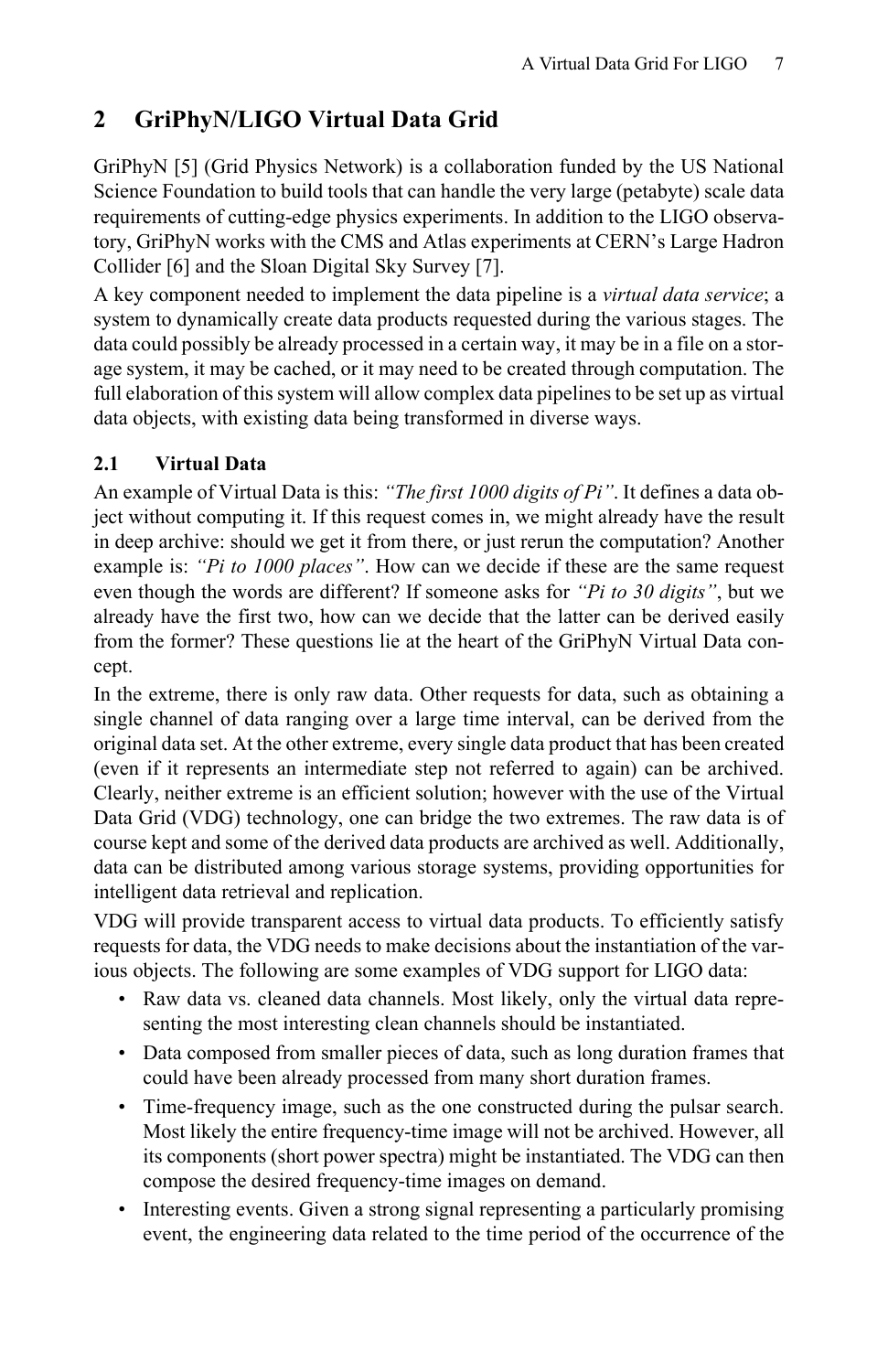## 2 GriPhyN/LIGO Virtual Data Grid

GriPhyN [5] (Grid Physics Network) is a collaboration funded by the US National Science Foundation to build tools that can handle the very large (petabyte) scale data requirements of cutting-edge physics experiments. In addition to the LIGO observatory, GriPhyN works with the CMS and Atlas experiments at CERN's Large Hadron Collider [6] and the Sloan Digital Sky Survey [7].

A key component needed to implement the data pipeline is a *virtual data service*; a system to dynamically create data products requested during the various stages. The data could possibly be already processed in a certain way, it may be in a file on a storage system, it may be cached, or it may need to be created through computation. The full elaboration of this system will allow complex data pipelines to be set up as virtual data objects, with existing data being transformed in diverse ways.

### 2.1 Virtual Data

An example of Virtual Data is this: *"The first 1000 digits of Pi"*. It defines a data object without computing it. If this request comes in, we might already have the result in deep archive: should we get it from there, or just rerun the computation? Another example is: *"Pi to 1000 places"*. How can we decide if these are the same request even though the words are different? If someone asks for *"Pi to 30 digits"*, but we already have the first two, how can we decide that the latter can be derived easily from the former? These questions lie at the heart of the GriPhyN Virtual Data concept.

In the extreme, there is only raw data. Other requests for data, such as obtaining a single channel of data ranging over a large time interval, can be derived from the original data set. At the other extreme, every single data product that has been created (even if it represents an intermediate step not referred to again) can be archived. Clearly, neither extreme is an efficient solution; however with the use of the Virtual Data Grid (VDG) technology, one can bridge the two extremes. The raw data is of course kept and some of the derived data products are archived as well. Additionally, data can be distributed among various storage systems, providing opportunities for intelligent data retrieval and replication.

VDG will provide transparent access to virtual data products. To efficiently satisfy requests for data, the VDG needs to make decisions about the instantiation of the various objects. The following are some examples of VDG support for LIGO data:

- Raw data vs. cleaned data channels. Most likely, only the virtual data representing the most interesting clean channels should be instantiated.
- Data composed from smaller pieces of data, such as long duration frames that could have been already processed from many short duration frames.
- Time-frequency image, such as the one constructed during the pulsar search. Most likely the entire frequency-time image will not be archived. However, all its components (short power spectra) might be instantiated. The VDG can then compose the desired frequency-time images on demand.
- Interesting events. Given a strong signal representing a particularly promising event, the engineering data related to the time period of the occurrence of the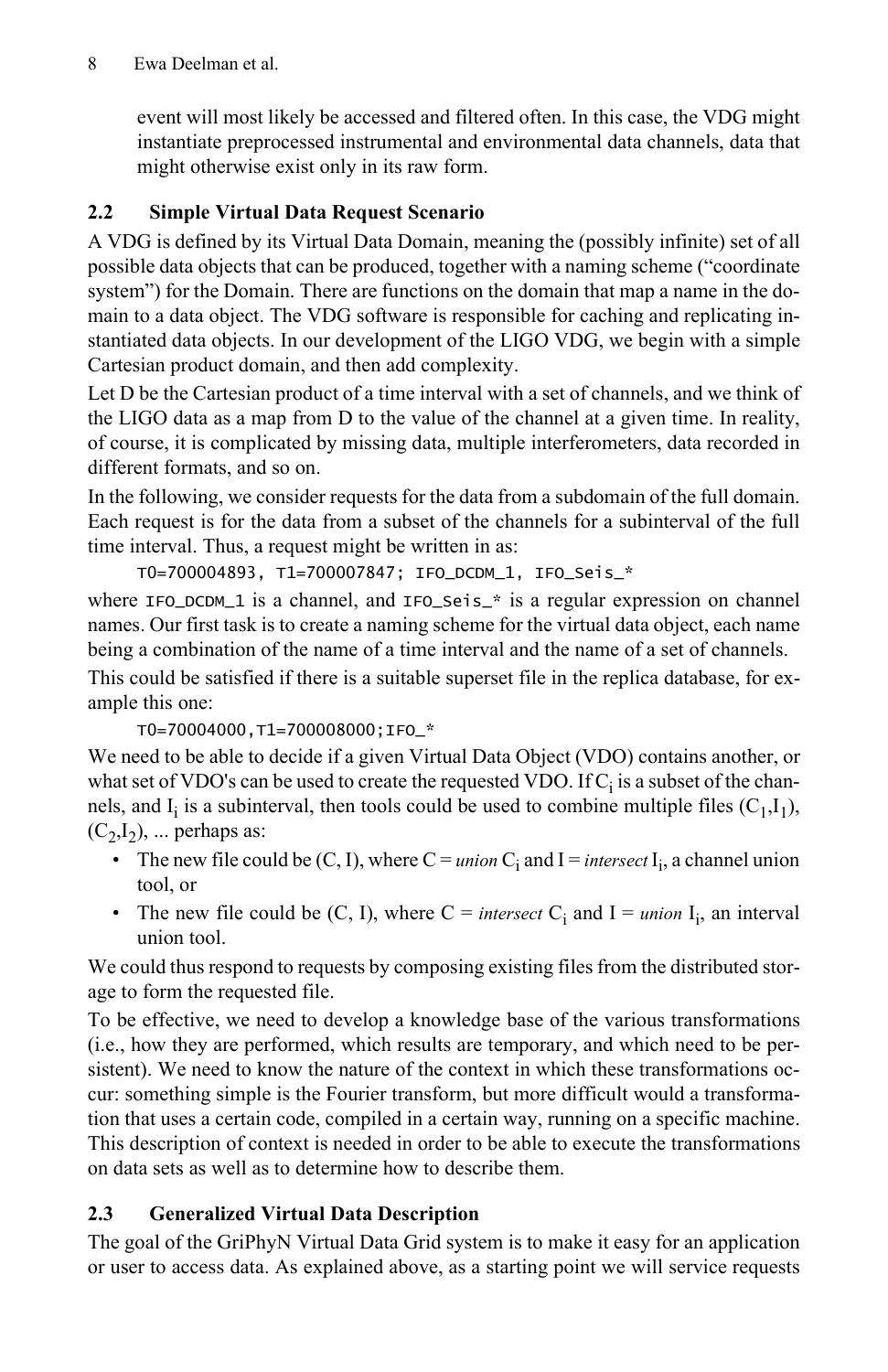event will most likely be accessed and filtered often. In this case, the VDG might instantiate preprocessed instrumental and environmental data channels, data that might otherwise exist only in its raw form.

## 2.2 Simple Virtual Data Request Scenario

A VDG is defined by its Virtual Data Domain, meaning the (possibly infinite) set of all possible data objects that can be produced, together with a naming scheme ("coordinate system") for the Domain. There are functions on the domain that map a name in the domain to a data object. The VDG software is responsible for caching and replicating instantiated data objects. In our development of the LIGO VDG, we begin with a simple Cartesian product domain, and then add complexity.

Let D be the Cartesian product of a time interval with a set of channels, and we think of the LIGO data as a map from D to the value of the channel at a given time. In reality, of course, it is complicated by missing data, multiple interferometers, data recorded in different formats, and so on.

In the following, we consider requests for the data from a subdomain of the full domain. Each request is for the data from a subset of the channels for a subinterval of the full time interval. Thus, a request might be written in as:

```
T0=700004893, T1=700007847; IFO_DCDM_1, IFO_Seis_*
```

where `IFO_DCDM_1` is a channel, and `IFO_Seis_*` is a regular expression on channel names. Our first task is to create a naming scheme for the virtual data object, each name being a combination of the name of a time interval and the name of a set of channels.

This could be satisfied if there is a suitable superset file in the replica database, for example this one:

```
T0=70004000,T1=700008000;IFO_*
```

We need to be able to decide if a given Virtual Data Object (VDO) contains another, or what set of VDO's can be used to create the requested VDO. If $C_i$ is a subset of the channels, and $I_i$ is a subinterval, then tools could be used to combine multiple files $(C_1,I_1)$, $(C_2,I_2)$, ... perhaps as:

- The new file could be (C, I), where C = *union* $C_i$ and I = *intersect* $I_i$, a channel union tool, or
- The new file could be (C, I), where C = *intersect* $C_i$ and I = *union* $I_i$, an interval union tool.

We could thus respond to requests by composing existing files from the distributed storage to form the requested file.

To be effective, we need to develop a knowledge base of the various transformations (i.e., how they are performed, which results are temporary, and which need to be persistent). We need to know the nature of the context in which these transformations occur: something simple is the Fourier transform, but more difficult would a transformation that uses a certain code, compiled in a certain way, running on a specific machine. This description of context is needed in order to be able to execute the transformations on data sets as well as to determine how to describe them.

## 2.3 Generalized Virtual Data Description

The goal of the GriPhyN Virtual Data Grid system is to make it easy for an application or user to access data. As explained above, as a starting point we will service requests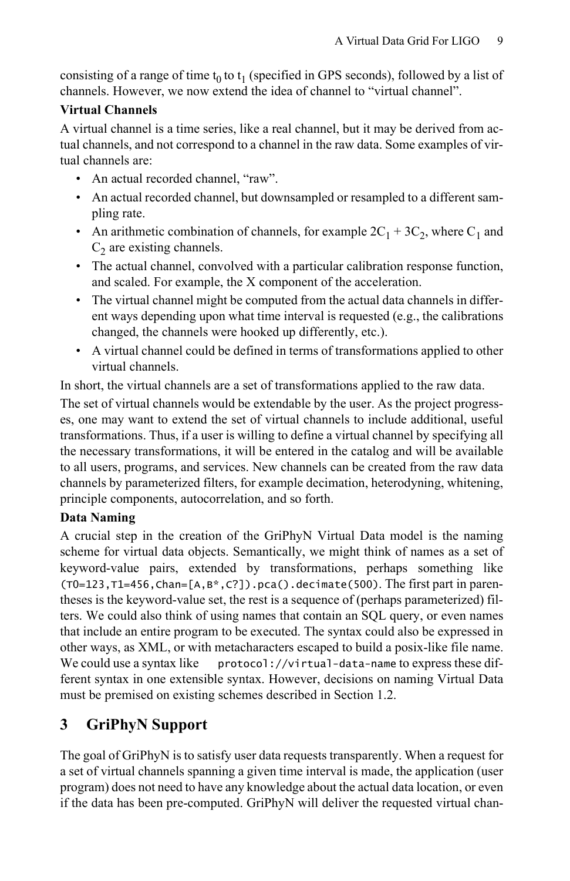consisting of a range of time $t_0$ to $t_1$ (specified in GPS seconds), followed by a list of channels. However, we now extend the idea of channel to "virtual channel".

**Virtual Channels**

A virtual channel is a time series, like a real channel, but it may be derived from actual channels, and not correspond to a channel in the raw data. Some examples of virtual channels are:

- An actual recorded channel, "raw".
- An actual recorded channel, but downsampled or resampled to a different sampling rate.
- An arithmetic combination of channels, for example $2C_1 + 3C_2$, where $C_1$ and $C_2$ are existing channels.
- The actual channel, convolved with a particular calibration response function, and scaled. For example, the X component of the acceleration.
- The virtual channel might be computed from the actual data channels in different ways depending upon what time interval is requested (e.g., the calibrations changed, the channels were hooked up differently, etc.).
- A virtual channel could be defined in terms of transformations applied to other virtual channels.

In short, the virtual channels are a set of transformations applied to the raw data.

The set of virtual channels would be extendable by the user. As the project progresses, one may want to extend the set of virtual channels to include additional, useful transformations. Thus, if a user is willing to define a virtual channel by specifying all the necessary transformations, it will be entered in the catalog and will be available to all users, programs, and services. New channels can be created from the raw data channels by parameterized filters, for example decimation, heterodyning, whitening, principle components, autocorrelation, and so forth.

**Data Naming**

A crucial step in the creation of the GriPhyN Virtual Data model is the naming scheme for virtual data objects. Semantically, we might think of names as a set of keyword-value pairs, extended by transformations, perhaps something like `(T0=123,T1=456,Chan=[A,B*,C?]).pca().decimate(500)`. The first part in parentheses is the keyword-value set, the rest is a sequence of (perhaps parameterized) filters. We could also think of using names that contain an SQL query, or even names that include an entire program to be executed. The syntax could also be expressed in other ways, as XML, or with metacharacters escaped to build a posix-like file name. We could use a syntax like `protocol://virtual-data-name` to express these different syntax in one extensible syntax. However, decisions on naming Virtual Data must be premised on existing schemes described in Section 1.2.

## 3 GriPhyN Support

The goal of GriPhyN is to satisfy user data requests transparently. When a request for a set of virtual channels spanning a given time interval is made, the application (user program) does not need to have any knowledge about the actual data location, or even if the data has been pre-computed. GriPhyN will deliver the requested virtual chan-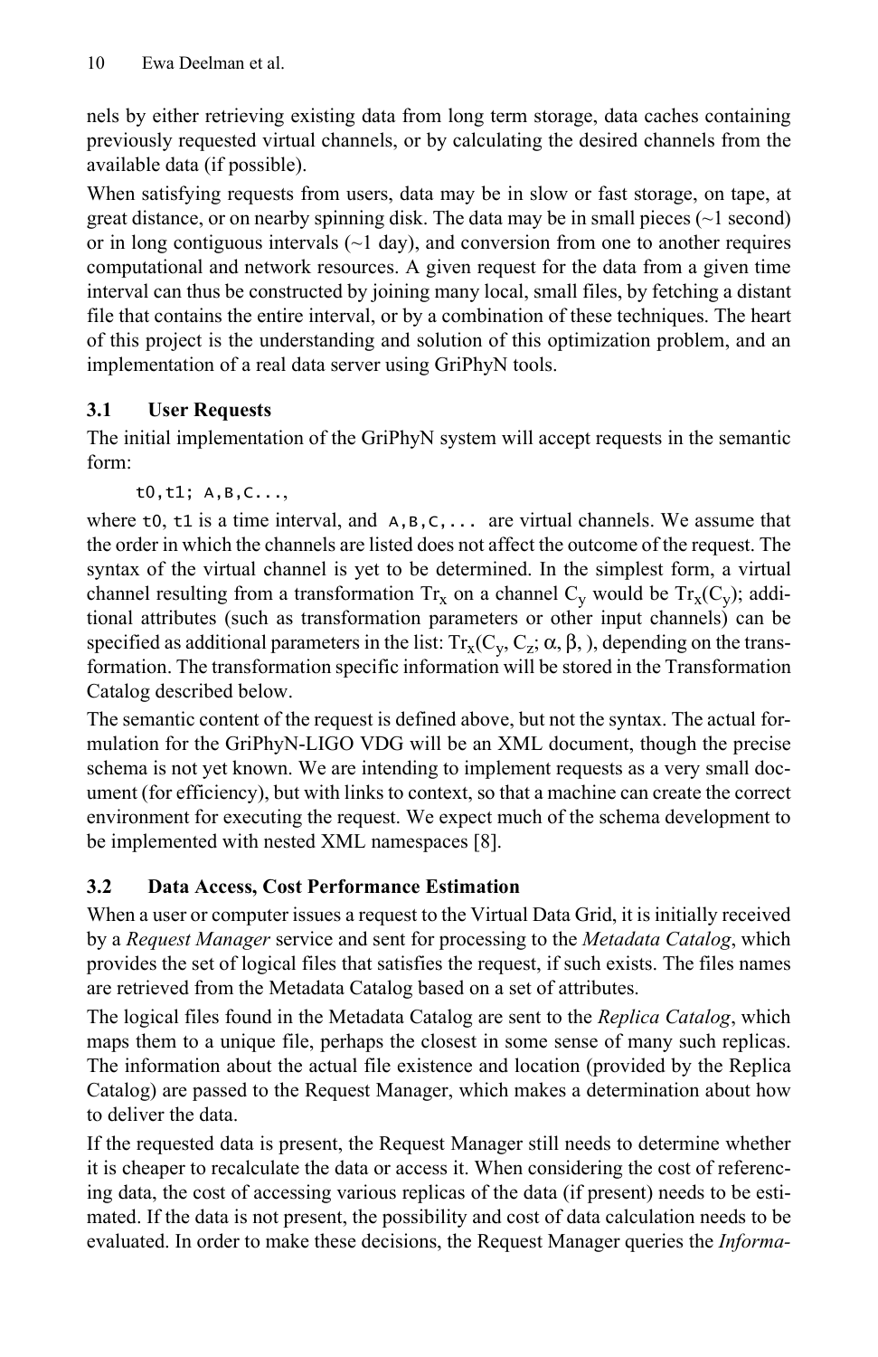nels by either retrieving existing data from long term storage, data caches containing previously requested virtual channels, or by calculating the desired channels from the available data (if possible).

When satisfying requests from users, data may be in slow or fast storage, on tape, at great distance, or on nearby spinning disk. The data may be in small pieces (~1 second) or in long contiguous intervals (~1 day), and conversion from one to another requires computational and network resources. A given request for the data from a given time interval can thus be constructed by joining many local, small files, by fetching a distant file that contains the entire interval, or by a combination of these techniques. The heart of this project is the understanding and solution of this optimization problem, and an implementation of a real data server using GriPhyN tools.

### 3.1 User Requests

The initial implementation of the GriPhyN system will accept requests in the semantic form:

```
t0,t1; A,B,C...,
```

where `t0`, `t1` is a time interval, and `A,B,C,...` are virtual channels. We assume that the order in which the channels are listed does not affect the outcome of the request. The syntax of the virtual channel is yet to be determined. In the simplest form, a virtual channel resulting from a transformation $Tr_x$ on a channel $C_y$ would be $Tr_x(C_y)$; additional attributes (such as transformation parameters or other input channels) can be specified as additional parameters in the list: $Tr_x(C_y, C_z; \alpha, \beta, )$, depending on the transformation. The transformation specific information will be stored in the Transformation Catalog described below.

The semantic content of the request is defined above, but not the syntax. The actual formulation for the GriPhyN-LIGO VDG will be an XML document, though the precise schema is not yet known. We are intending to implement requests as a very small document (for efficiency), but with links to context, so that a machine can create the correct environment for executing the request. We expect much of the schema development to be implemented with nested XML namespaces [8].

### 3.2 Data Access, Cost Performance Estimation

When a user or computer issues a request to the Virtual Data Grid, it is initially received by a *Request Manager* service and sent for processing to the *Metadata Catalog*, which provides the set of logical files that satisfies the request, if such exists. The files names are retrieved from the Metadata Catalog based on a set of attributes.

The logical files found in the Metadata Catalog are sent to the *Replica Catalog*, which maps them to a unique file, perhaps the closest in some sense of many such replicas. The information about the actual file existence and location (provided by the Replica Catalog) are passed to the Request Manager, which makes a determination about how to deliver the data.

If the requested data is present, the Request Manager still needs to determine whether it is cheaper to recalculate the data or access it. When considering the cost of referencing data, the cost of accessing various replicas of the data (if present) needs to be estimated. If the data is not present, the possibility and cost of data calculation needs to be evaluated. In order to make these decisions, the Request Manager queries the *Informa-*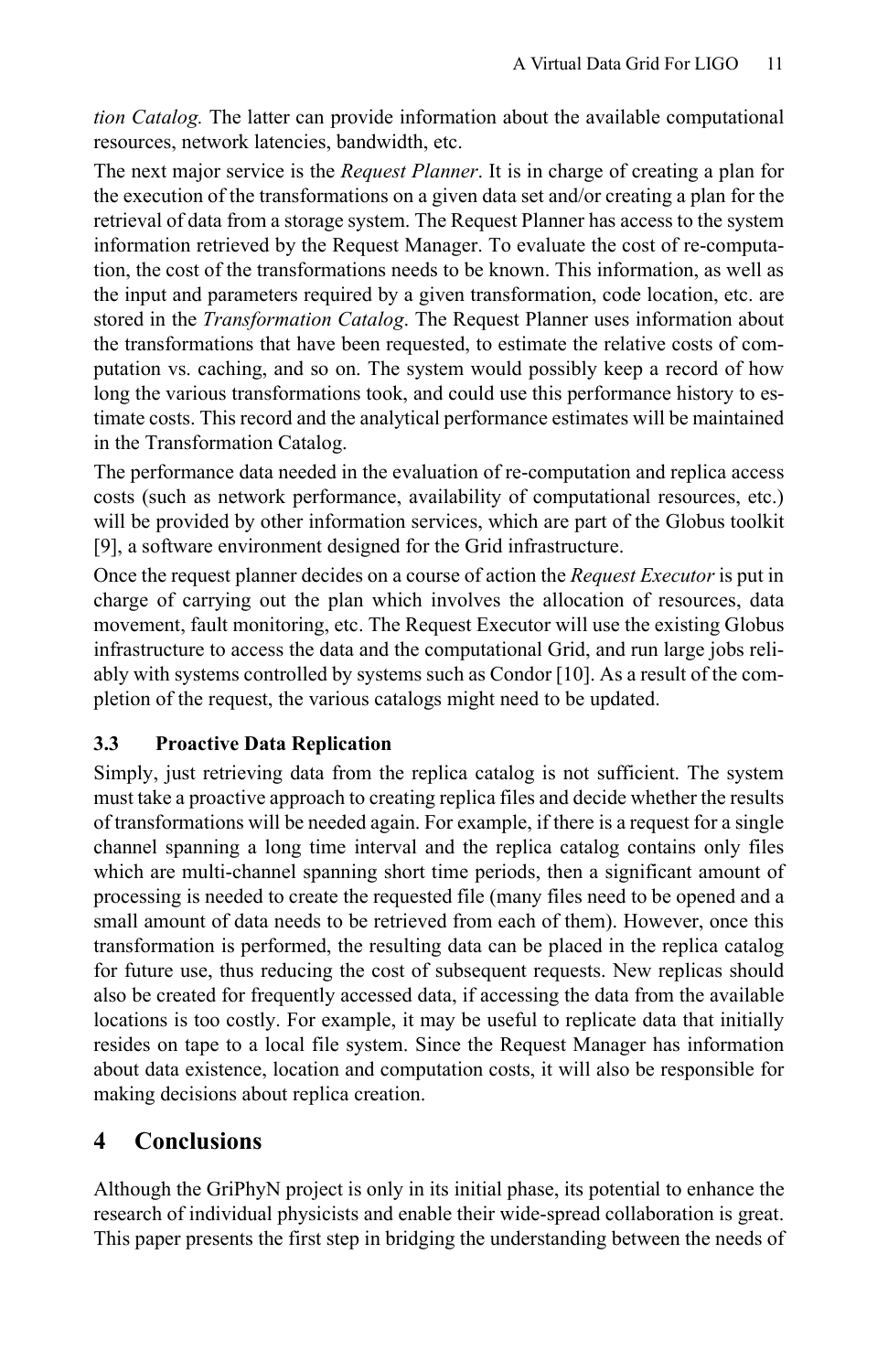*tion Catalog.* The latter can provide information about the available computational resources, network latencies, bandwidth, etc.

The next major service is the *Request Planner*. It is in charge of creating a plan for the execution of the transformations on a given data set and/or creating a plan for the retrieval of data from a storage system. The Request Planner has access to the system information retrieved by the Request Manager. To evaluate the cost of re-computation, the cost of the transformations needs to be known. This information, as well as the input and parameters required by a given transformation, code location, etc. are stored in the *Transformation Catalog*. The Request Planner uses information about the transformations that have been requested, to estimate the relative costs of computation vs. caching, and so on. The system would possibly keep a record of how long the various transformations took, and could use this performance history to estimate costs. This record and the analytical performance estimates will be maintained in the Transformation Catalog.

The performance data needed in the evaluation of re-computation and replica access costs (such as network performance, availability of computational resources, etc.) will be provided by other information services, which are part of the Globus toolkit [9], a software environment designed for the Grid infrastructure.

Once the request planner decides on a course of action the *Request Executor* is put in charge of carrying out the plan which involves the allocation of resources, data movement, fault monitoring, etc. The Request Executor will use the existing Globus infrastructure to access the data and the computational Grid, and run large jobs reliably with systems controlled by systems such as Condor [10]. As a result of the completion of the request, the various catalogs might need to be updated.

### 3.3 Proactive Data Replication

Simply, just retrieving data from the replica catalog is not sufficient. The system must take a proactive approach to creating replica files and decide whether the results of transformations will be needed again. For example, if there is a request for a single channel spanning a long time interval and the replica catalog contains only files which are multi-channel spanning short time periods, then a significant amount of processing is needed to create the requested file (many files need to be opened and a small amount of data needs to be retrieved from each of them). However, once this transformation is performed, the resulting data can be placed in the replica catalog for future use, thus reducing the cost of subsequent requests. New replicas should also be created for frequently accessed data, if accessing the data from the available locations is too costly. For example, it may be useful to replicate data that initially resides on tape to a local file system. Since the Request Manager has information about data existence, location and computation costs, it will also be responsible for making decisions about replica creation.

## 4 Conclusions

Although the GriPhyN project is only in its initial phase, its potential to enhance the research of individual physicists and enable their wide-spread collaboration is great. This paper presents the first step in bridging the understanding between the needs of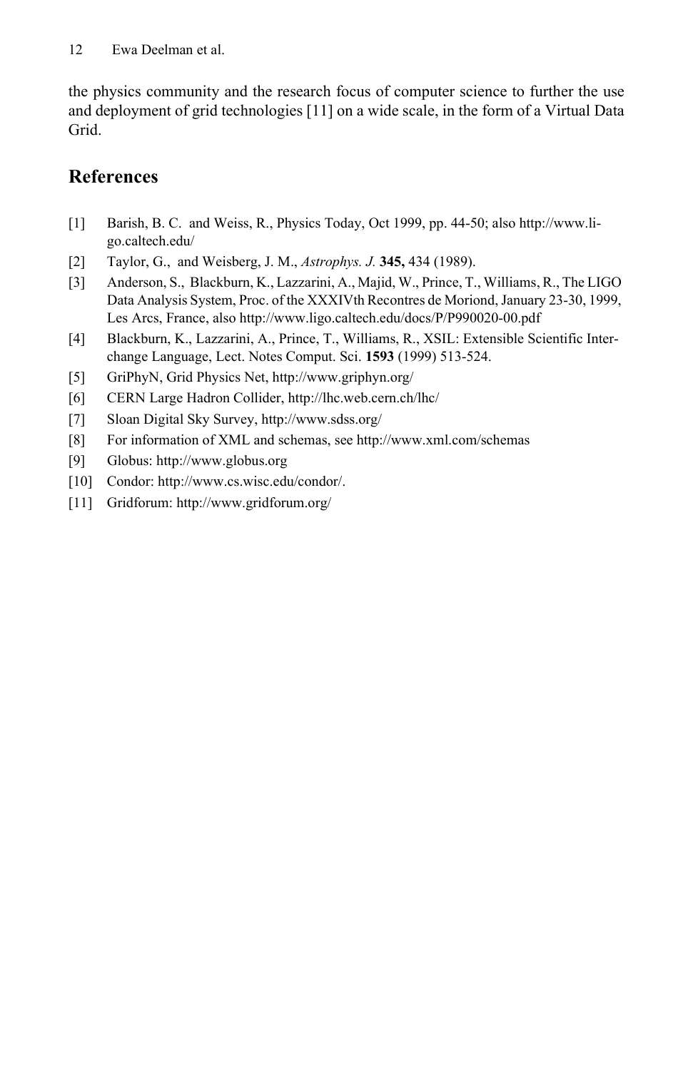the physics community and the research focus of computer science to further the use and deployment of grid technologies [11] on a wide scale, in the form of a Virtual Data Grid.

## References

[1] Barish, B. C. and Weiss, R., Physics Today, Oct 1999, pp. 44-50; also http://www.ligo.caltech.edu/

[2] Taylor, G., and Weisberg, J. M., *Astrophys. J.* **345,** 434 (1989).

[3] Anderson, S., Blackburn, K., Lazzarini, A., Majid, W., Prince, T., Williams, R., The LIGO Data Analysis System, Proc. of the XXXIVth Recontres de Moriond, January 23-30, 1999, Les Arcs, France, also http://www.ligo.caltech.edu/docs/P/P990020-00.pdf

[4] Blackburn, K., Lazzarini, A., Prince, T., Williams, R., XSIL: Extensible Scientific Interchange Language, Lect. Notes Comput. Sci. **1593** (1999) 513-524.

[5] GriPhyN, Grid Physics Net, http://www.griphyn.org/

[6] CERN Large Hadron Collider, http://lhc.web.cern.ch/lhc/

[7] Sloan Digital Sky Survey, http://www.sdss.org/

[8] For information of XML and schemas, see http://www.xml.com/schemas

[9] Globus: http://www.globus.org

[10] Condor: http://www.cs.wisc.edu/condor/.

[11] Gridforum: http://www.gridforum.org/